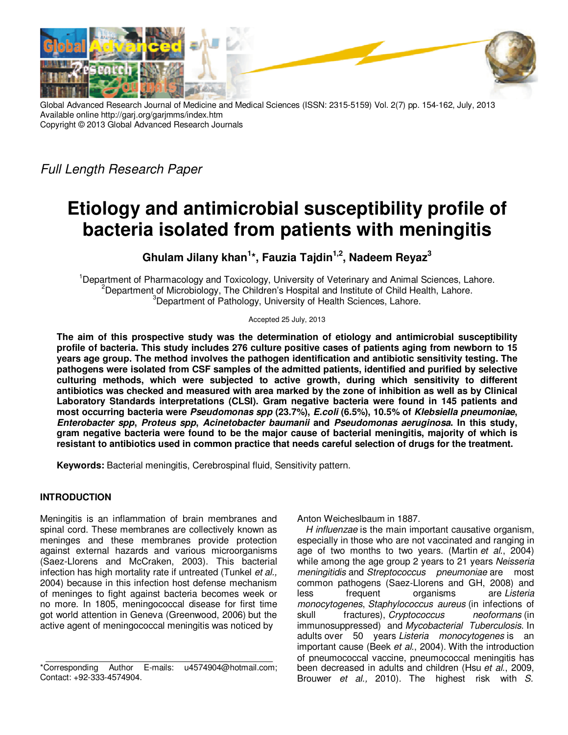Global Advanced Research Journal of Medicine and Medical Sciences (ISSN: 2315-5159) Vol. 2(7) pp. 154-162, July, 2013
Available online http://garj.org/garjmms/index.htm
Copyright © 2013 Global Advanced Research Journals

*Full Length Research Paper*

# Etiology and antimicrobial susceptibility profile of bacteria isolated from patients with meningitis

**Ghulam Jilany khan[1]\*, Fauzia Tajdin[1,2], Nadeem Reyaz[3]**

[1]Department of Pharmacology and Toxicology, University of Veterinary and Animal Sciences, Lahore.
[2]Department of Microbiology, The Children's Hospital and Institute of Child Health, Lahore.
[3]Department of Pathology, University of Health Sciences, Lahore.

Accepted 25 July, 2013

**The aim of this prospective study was the determination of etiology and antimicrobial susceptibility profile of bacteria. This study includes 276 culture positive cases of patients aging from newborn to 15 years age group. The method involves the pathogen identification and antibiotic sensitivity testing. The pathogens were isolated from CSF samples of the admitted patients, identified and purified by selective culturing methods, which were subjected to active growth, during which sensitivity to different antibiotics was checked and measured with area marked by the zone of inhibition as well as by Clinical Laboratory Standards interpretations (CLSI). Gram negative bacteria were found in 145 patients and most occurring bacteria were *Pseudomonas spp* (23.7%), *E.coli* (6.5%), 10.5% of *Klebsiella pneumoniae*, *Enterobacter spp*, *Proteus spp*, *Acinetobacter baumanii* and *Pseudomonas aeruginosa*. In this study, gram negative bacteria were found to be the major cause of bacterial meningitis, majority of which is resistant to antibiotics used in common practice that needs careful selection of drugs for the treatment.**

**Keywords:** Bacterial meningitis, Cerebrospinal fluid, Sensitivity pattern.

## INTRODUCTION

Meningitis is an inflammation of brain membranes and spinal cord. These membranes are collectively known as meninges and these membranes provide protection against external hazards and various microorganisms (Saez-Llorens and McCraken, 2003). This bacterial infection has high mortality rate if untreated (Tunkel *et al.,* 2004) because in this infection host defense mechanism of meninges to fight against bacteria becomes week or no more. In 1805, meningococcal disease for first time got world attention in Geneva (Greenwood, 2006) but the active agent of meningococcal meningitis was noticed by Anton Weicheslbaum in 1887.

*H influenzae* is the main important causative organism, especially in those who are not vaccinated and ranging in age of two months to two years. (Martin *et al*., 2004) while among the age group 2 years to 21 years *Neisseria meningitidis* and *Streptococcus pneumoniae* are most common pathogens (Saez-Llorens and GH, 2008) and less frequent organisms are *Listeria monocytogenes*, *Staphylococcus aureus* (in infections of skull fractures), *Cryptococcus neoformans* (in immunosuppressed) and *Mycobacterial Tuberculosis*. In adults over 50 years *Listeria monocytogenes* is an important cause (Beek *et al*., 2004). With the introduction of pneumococcal vaccine, pneumococcal meningitis has been decreased in adults and children (Hsu *et al*., 2009, Brouwer *et al.,* 2010). The highest risk with *S.*

\*Corresponding Author E-mails: u4574904@hotmail.com; Contact: +92-333-4574904.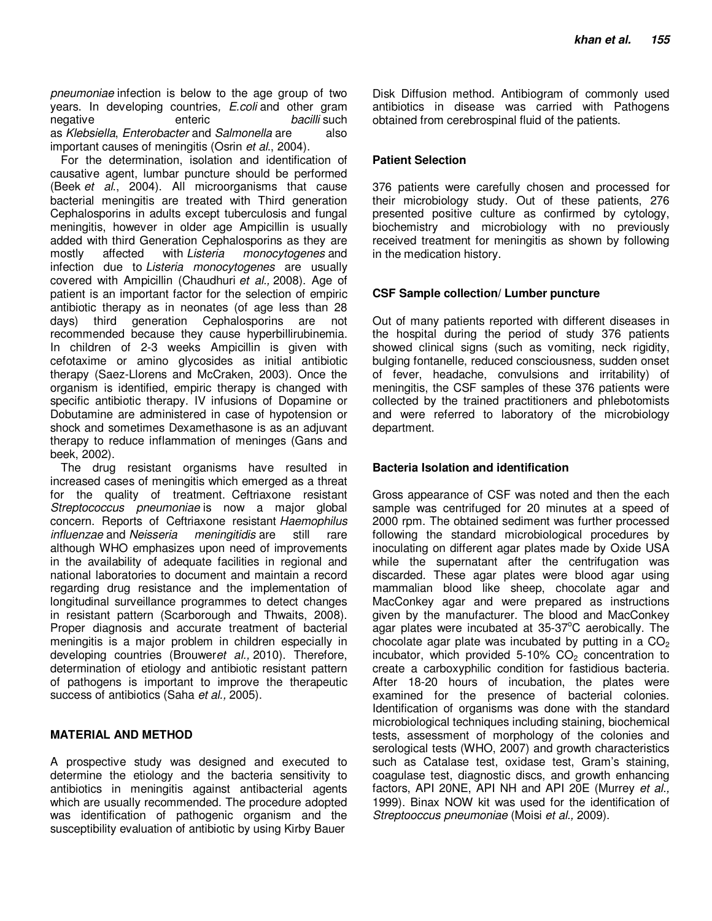*pneumoniae* infection is below to the age group of two years. In developing countries, *E.coli* and other gram negative enteric *bacilli* such as *Klebsiella*, *Enterobacter* and *Salmonella* are also important causes of meningitis (Osrin *et al*., 2004).

For the determination, isolation and identification of causative agent, lumbar puncture should be performed (Beek *et al*., 2004). All microorganisms that cause bacterial meningitis are treated with Third generation Cephalosporins in adults except tuberculosis and fungal meningitis, however in older age Ampicillin is usually added with third Generation Cephalosporins as they are mostly affected with *Listeria monocytogenes* and infection due to *Listeria monocytogenes* are usually covered with Ampicillin (Chaudhuri *et al.,* 2008). Age of patient is an important factor for the selection of empiric antibiotic therapy as in neonates (of age less than 28 days) third generation Cephalosporins are not recommended because they cause hyperbillirubinemia. In children of 2-3 weeks Ampicillin is given with cefotaxime or amino glycosides as initial antibiotic therapy (Saez-Llorens and McCraken, 2003). Once the organism is identified, empiric therapy is changed with specific antibiotic therapy. IV infusions of Dopamine or Dobutamine are administered in case of hypotension or shock and sometimes Dexamethasone is as an adjuvant therapy to reduce inflammation of meninges (Gans and beek, 2002).

The drug resistant organisms have resulted in increased cases of meningitis which emerged as a threat for the quality of treatment. Ceftriaxone resistant *Streptococcus pneumoniae* is now a major global concern. Reports of Ceftriaxone resistant *Haemophilus influenzae* and *Neisseria meningitidis* are still rare although WHO emphasizes upon need of improvements in the availability of adequate facilities in regional and national laboratories to document and maintain a record regarding drug resistance and the implementation of longitudinal surveillance programmes to detect changes in resistant pattern (Scarborough and Thwaits, 2008). Proper diagnosis and accurate treatment of bacterial meningitis is a major problem in children especially in developing countries (Brouwer*et al.,* 2010). Therefore, determination of etiology and antibiotic resistant pattern of pathogens is important to improve the therapeutic success of antibiotics (Saha *et al.,* 2005).

## MATERIAL AND METHOD

A prospective study was designed and executed to determine the etiology and the bacteria sensitivity to antibiotics in meningitis against antibacterial agents which are usually recommended. The procedure adopted was identification of pathogenic organism and the susceptibility evaluation of antibiotic by using Kirby Bauer Disk Diffusion method. Antibiogram of commonly used antibiotics in disease was carried with Pathogens obtained from cerebrospinal fluid of the patients.

### Patient Selection

376 patients were carefully chosen and processed for their microbiology study. Out of these patients, 276 presented positive culture as confirmed by cytology, biochemistry and microbiology with no previously received treatment for meningitis as shown by following in the medication history.

### CSF Sample collection/ Lumber puncture

Out of many patients reported with different diseases in the hospital during the period of study 376 patients showed clinical signs (such as vomiting, neck rigidity, bulging fontanelle, reduced consciousness, sudden onset of fever, headache, convulsions and irritability) of meningitis, the CSF samples of these 376 patients were collected by the trained practitioners and phlebotomists and were referred to laboratory of the microbiology department.

### Bacteria Isolation and identification

Gross appearance of CSF was noted and then the each sample was centrifuged for 20 minutes at a speed of 2000 rpm. The obtained sediment was further processed following the standard microbiological procedures by inoculating on different agar plates made by Oxide USA while the supernatant after the centrifugation was discarded. These agar plates were blood agar using mammalian blood like sheep, chocolate agar and MacConkey agar and were prepared as instructions given by the manufacturer. The blood and MacConkey agar plates were incubated at 35-37$^{o}$C aerobically. The chocolate agar plate was incubated by putting in a $CO_2$ incubator, which provided 5-10% $CO_2$ concentration to create a carboxyphilic condition for fastidious bacteria. After 18-20 hours of incubation, the plates were examined for the presence of bacterial colonies. Identification of organisms was done with the standard microbiological techniques including staining, biochemical tests, assessment of morphology of the colonies and serological tests (WHO, 2007) and growth characteristics such as Catalase test, oxidase test, Gram's staining, coagulase test, diagnostic discs, and growth enhancing factors, API 20NE, API NH and API 20E (Murrey *et al.,* 1999). Binax NOW kit was used for the identification of *Streptooccus pneumoniae* (Moisi *et al.,* 2009).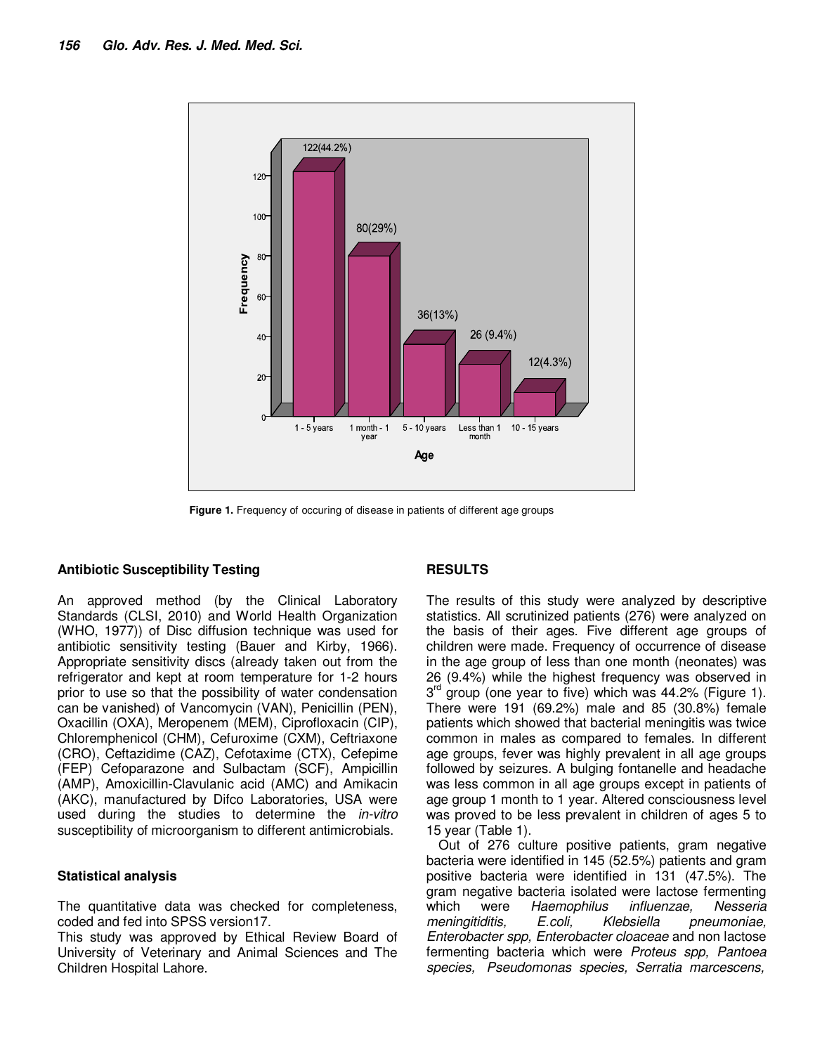Figure 1. Frequency of occuring of disease in patients of different age groups

### Antibiotic Susceptibility Testing

An approved method (by the Clinical Laboratory Standards (CLSI, 2010) and World Health Organization (WHO, 1977)) of Disc diffusion technique was used for antibiotic sensitivity testing (Bauer and Kirby, 1966). Appropriate sensitivity discs (already taken out from the refrigerator and kept at room temperature for 1-2 hours prior to use so that the possibility of water condensation can be vanished) of Vancomycin (VAN), Penicillin (PEN), Oxacillin (OXA), Meropenem (MEM), Ciprofloxacin (CIP), Chloremphenicol (CHM), Cefuroxime (CXM), Ceftriaxone (CRO), Ceftazidime (CAZ), Cefotaxime (CTX), Cefepime (FEP) Cefoparazone and Sulbactam (SCF), Ampicillin (AMP), Amoxicillin-Clavulanic acid (AMC) and Amikacin (AKC), manufactured by Difco Laboratories, USA were used during the studies to determine the *in-vitro* susceptibility of microorganism to different antimicrobials.

### Statistical analysis

The quantitative data was checked for completeness, coded and fed into SPSS version17.

This study was approved by Ethical Review Board of University of Veterinary and Animal Sciences and The Children Hospital Lahore.

## RESULTS

The results of this study were analyzed by descriptive statistics. All scrutinized patients (276) were analyzed on the basis of their ages. Five different age groups of children were made. Frequency of occurrence of disease in the age group of less than one month (neonates) was 26 (9.4%) while the highest frequency was observed in 3rd group (one year to five) which was 44.2% (Figure 1). There were 191 (69.2%) male and 85 (30.8%) female patients which showed that bacterial meningitis was twice common in males as compared to females. In different age groups, fever was highly prevalent in all age groups followed by seizures. A bulging fontanelle and headache was less common in all age groups except in patients of age group 1 month to 1 year. Altered consciousness level was proved to be less prevalent in children of ages 5 to 15 year (Table 1).

Out of 276 culture positive patients, gram negative bacteria were identified in 145 (52.5%) patients and gram positive bacteria were identified in 131 (47.5%). The gram negative bacteria isolated were lactose fermenting which were *Haemophilus influenzae, Nesseria meningitiditis, E.coli, Klebsiella pneumoniae, Enterobacter spp, Enterobacter cloaceae* and non lactose fermenting bacteria which were *Proteus spp, Pantoea species, Pseudomonas species, Serratia marcescens,*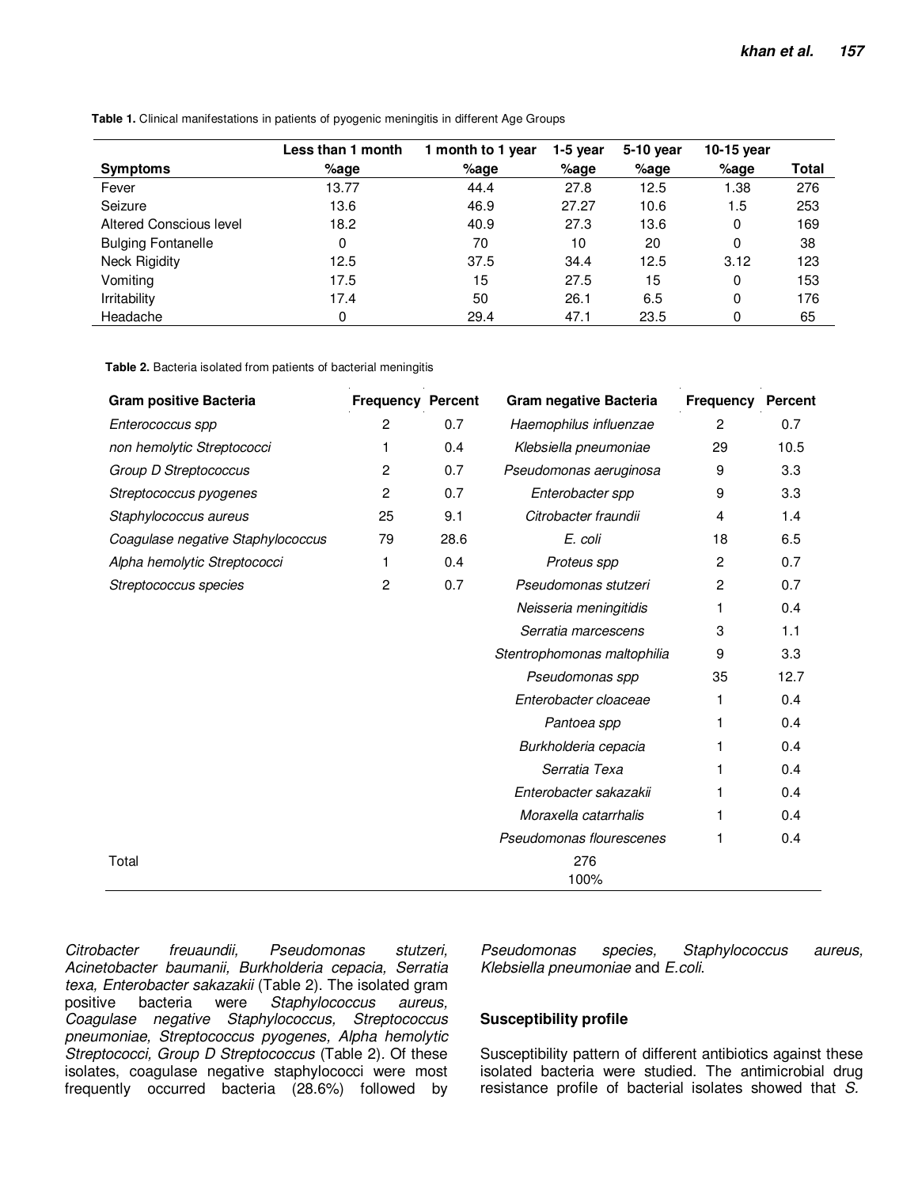**Table 1.** Clinical manifestations in patients of pyogenic meningitis in different Age Groups

| Symptoms | Less than 1 month %age | 1 month to 1 year %age | 1-5 year %age | 5-10 year %age | 10-15 year %age | Total |
|---|---|---|---|---|---|---|
| Fever | 13.77 | 44.4 | 27.8 | 12.5 | 1.38 | 276 |
| Seizure | 13.6 | 46.9 | 27.27 | 10.6 | 1.5 | 253 |
| Altered Conscious level | 18.2 | 40.9 | 27.3 | 13.6 | 0 | 169 |
| Bulging Fontanelle | 0 | 70 | 10 | 20 | 0 | 38 |
| Neck Rigidity | 12.5 | 37.5 | 34.4 | 12.5 | 3.12 | 123 |
| Vomiting | 17.5 | 15 | 27.5 | 15 | 0 | 153 |
| Irritability | 17.4 | 50 | 26.1 | 6.5 | 0 | 176 |
| Headache | 0 | 29.4 | 47.1 | 23.5 | 0 | 65 |

**Table 2.** Bacteria isolated from patients of bacterial meningitis

| Gram positive Bacteria | Frequency | Percent | Gram negative Bacteria | Frequency | Percent |
|---|---|---|---|---|---|
| *Enterococcus spp* | 2 | 0.7 | *Haemophilus influenzae* | 2 | 0.7 |
| *non hemolytic Streptococci* | 1 | 0.4 | *Klebsiella pneumoniae* | 29 | 10.5 |
| *Group D Streptococcus* | 2 | 0.7 | *Pseudomonas aeruginosa* | 9 | 3.3 |
| *Streptococcus pyogenes* | 2 | 0.7 | *Enterobacter spp* | 9 | 3.3 |
| *Staphylococcus aureus* | 25 | 9.1 | *Citrobacter fraundii* | 4 | 1.4 |
| *Coagulase negative Staphylococcus* | 79 | 28.6 | *E. coli* | 18 | 6.5 |
| *Alpha hemolytic Streptococci* | 1 | 0.4 | *Proteus spp* | 2 | 0.7 |
| *Streptococcus species* | 2 | 0.7 | *Pseudomonas stutzeri* | 2 | 0.7 |
| | | | *Neisseria meningitidis* | 1 | 0.4 |
| | | | *Serratia marcescens* | 3 | 1.1 |
| | | | *Stentrophomonas maltophilia* | 9 | 3.3 |
| | | | *Pseudomonas spp* | 35 | 12.7 |
| | | | *Enterobacter cloaceae* | 1 | 0.4 |
| | | | *Pantoea spp* | 1 | 0.4 |
| | | | *Burkholderia cepacia* | 1 | 0.4 |
| | | | *Serratia Texa* | 1 | 0.4 |
| | | | *Enterobacter sakazakii* | 1 | 0.4 |
| | | | *Moraxella catarrhalis* | 1 | 0.4 |
| | | | *Pseudomonas flourescenes* | 1 | 0.4 |
| Total | | | 276 100% | | |

*Citrobacter freuaundii, Pseudomonas stutzeri, Acinetobacter baumanii, Burkholderia cepacia, Serratia texa, Enterobacter sakazakii* (Table 2). The isolated gram positive bacteria were *Staphylococcus aureus, Coagulase negative Staphylococcus, Streptococcus pneumoniae, Streptococcus pyogenes, Alpha hemolytic Streptococci, Group D Streptococcus* (Table 2). Of these isolates, coagulase negative staphylococci were most frequently occurred bacteria (28.6%) followed by *Pseudomonas species, Staphylococcus aureus, Klebsiella pneumoniae* and *E.coli*.

## Susceptibility profile

Susceptibility pattern of different antibiotics against these isolated bacteria were studied. The antimicrobial drug resistance profile of bacterial isolates showed that *S.*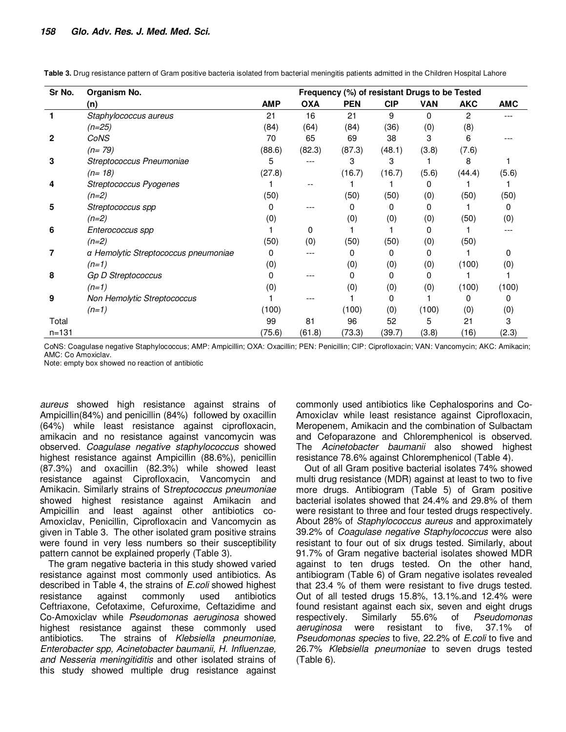**Table 3.** Drug resistance pattern of Gram positive bacteria isolated from bacterial meningitis patients admitted in the Children Hospital Lahore

| Sr No. | Organism No. (n) | Frequency (%) of resistant Drugs to be Tested | | | | | | |
|---|---|---|---|---|---|---|---|---|
| | | **AMP** | **OXA** | **PEN** | **CIP** | **VAN** | **AKC** | **AMC** |
| **1** | *Staphylococcus aureus* (n=25) | 21 (84) | 16 (64) | 21 (84) | 9 (36) | 0 (0) | 2 (8) | --- |
| **2** | *CoNS* (n= 79) | 70 (88.6) | 65 (82.3) | 69 (87.3) | 38 (48.1) | 3 (3.8) | 6 (7.6) | --- |
| **3** | *Streptococcus Pneumoniae* (n= 18) | 5 (27.8) | --- | 3 (16.7) | 3 (16.7) | 1 (5.6) | 8 (44.4) | 1 (5.6) |
| **4** | *Streptococcus Pyogenes* (n=2) | 1 (50) | -- | 1 (50) | 1 (50) | 0 (0) | 1 (50) | 1 (50) |
| **5** | *Streptococcus spp* (n=2) | 0 (0) | --- | 0 (0) | 0 (0) | 0 (0) | 1 (50) | 0 (0) |
| **6** | *Enterococcus spp* (n=2) | 1 (50) | 0 (0) | 1 (50) | 1 (50) | 0 (0) | 1 (50) | --- |
| **7** | *α Hemolytic Streptococcus pneumoniae* (n=1) | 0 (0) | --- | 0 (0) | 0 (0) | 0 (0) | 1 (100) | 0 (0) |
| **8** | *Gp D Streptococcus* (n=1) | 0 (0) | --- | 0 (0) | 0 (0) | 0 (0) | 1 (100) | 1 (100) |
| **9** | *Non Hemolytic Streptococcus* (n=1) | 1 (100) | --- | 1 (100) | 0 (0) | 1 (100) | 0 (0) | 0 (0) |
| Total n=131 | | 99 (75.6) | 81 (61.8) | 96 (73.3) | 52 (39.7) | 5 (3.8) | 21 (16) | 3 (2.3) |

CoNS: Coagulase negative Staphylococcus; AMP: Ampicillin; OXA: Oxacillin; PEN: Penicillin; CIP: Ciprofloxacin; VAN: Vancomycin; AKC: Amikacin; AMC: Co Amoxiclav.
Note: empty box showed no reaction of antibiotic

*aureus* showed high resistance against strains of Ampicillin(84%) and penicillin (84%) followed by oxacillin (64%) while least resistance against ciprofloxacin, amikacin and no resistance against vancomycin was observed. *Coagulase negative staphylococcus* showed highest resistance against Ampicillin (88.6%), penicillin (87.3%) and oxacillin (82.3%) while showed least resistance against Ciprofloxacin, Vancomycin and Amikacin. Similarly strains of S*treptococcus pneumoniae* showed highest resistance against Amikacin and Ampicillin and least against other antibiotics co-Amoxiclav, Penicillin, Ciprofloxacin and Vancomycin as given in Table 3. The other isolated gram positive strains were found in very less numbers so their susceptibility pattern cannot be explained properly (Table 3).

The gram negative bacteria in this study showed varied resistance against most commonly used antibiotics. As described in Table 4, the strains of *E.coli* showed highest resistance against commonly used antibiotics Ceftriaxone, Cefotaxime, Cefuroxime, Ceftazidime and Co-Amoxiclav while *Pseudomonas aeruginosa* showed highest resistance against these commonly used antibiotics. The strains of *Klebsiella pneumoniae, Enterobacter spp, Acinetobacter baumanii, H. Influenzae, and Nesseria meningitiditis* and other isolated strains of this study showed multiple drug resistance against commonly used antibiotics like Cephalosporins and Co-Amoxiclav while least resistance against Ciprofloxacin, Meropenem, Amikacin and the combination of Sulbactam and Cefoparazone and Chloremphenicol is observed. The *Acinetobacter baumanii* also showed highest resistance 78.6% against Chloremphenicol (Table 4).

Out of all Gram positive bacterial isolates 74% showed multi drug resistance (MDR) against at least to two to five more drugs. Antibiogram (Table 5) of Gram positive bacterial isolates showed that 24.4% and 29.8% of them were resistant to three and four tested drugs respectively. About 28% of *Staphylococcus aureus* and approximately 39.2% of *Coagulase negative Staphylococcus* were also resistant to four out of six drugs tested. Similarly, about 91.7% of Gram negative bacterial isolates showed MDR against to ten drugs tested. On the other hand, antibiogram (Table 6) of Gram negative isolates revealed that 23.4 % of them were resistant to five drugs tested. Out of all tested drugs 15.8%, 13.1%.and 12.4% were found resistant against each six, seven and eight drugs respectively. Similarly 55.6% of *Pseudomonas aeruginosa* were resistant to five, 37.1% of *Pseudomonas species* to five, 22.2% of *E.coli* to five and 26.7% *Klebsiella pneumoniae* to seven drugs tested (Table 6).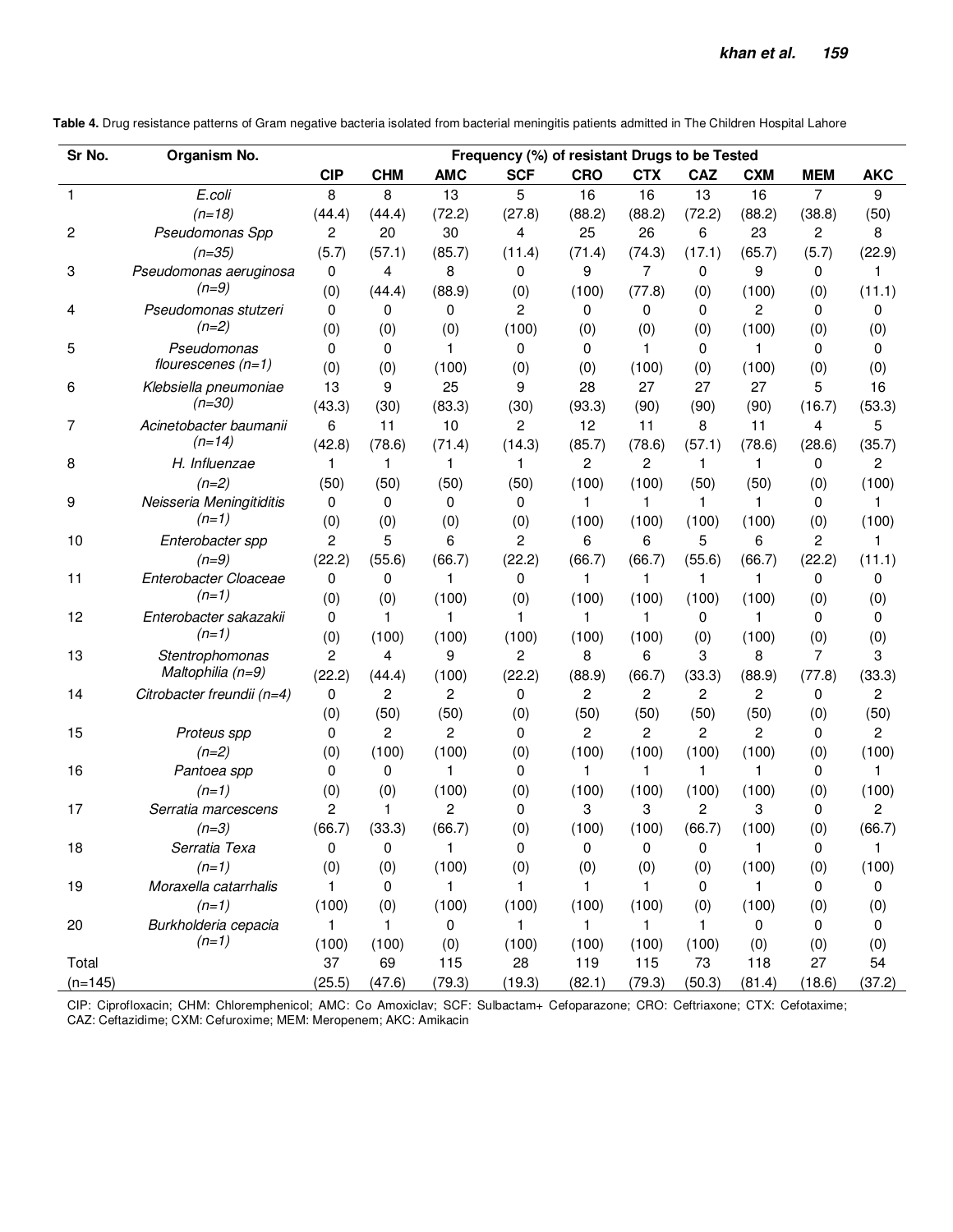**Table 4.** Drug resistance patterns of Gram negative bacteria isolated from bacterial meningitis patients admitted in The Children Hospital Lahore

| Sr No. | Organism No. | Frequency (%) of resistant Drugs to be Tested | | | | | | | | | |
|---|---|---|---|---|---|---|---|---|---|---|---|
| | | **CIP** | **CHM** | **AMC** | **SCF** | **CRO** | **CTX** | **CAZ** | **CXM** | **MEM** | **AKC** |
| 1 | *E.coli* (*n=18*) | 8 (44.4) | 8 (44.4) | 13 (72.2) | 5 (27.8) | 16 (88.2) | 16 (88.2) | 13 (72.2) | 16 (88.2) | 7 (38.8) | 9 (50) |
| 2 | *Pseudomonas Spp* (*n=35*) | 2 (5.7) | 20 (57.1) | 30 (85.7) | 4 (11.4) | 25 (71.4) | 26 (74.3) | 6 (17.1) | 23 (65.7) | 2 (5.7) | 8 (22.9) |
| 3 | *Pseudomonas aeruginosa* (*n=9*) | 0 (0) | 4 (44.4) | 8 (88.9) | 0 (0) | 9 (100) | 7 (77.8) | 0 (0) | 9 (100) | 0 (0) | 1 (11.1) |
| 4 | *Pseudomonas stutzeri* (*n=2*) | 0 (0) | 0 (0) | 0 (0) | 2 (100) | 0 (0) | 0 (0) | 0 (0) | 2 (100) | 0 (0) | 0 (0) |
| 5 | *Pseudomonas flourescenes (n=1)* | 0 (0) | 0 (0) | 1 (100) | 0 (0) | 0 (0) | 1 (100) | 0 (0) | 1 (100) | 0 (0) | 0 (0) |
| 6 | *Klebsiella pneumoniae* (*n=30*) | 13 (43.3) | 9 (30) | 25 (83.3) | 9 (30) | 28 (93.3) | 27 (90) | 27 (90) | 27 (90) | 5 (16.7) | 16 (53.3) |
| 7 | *Acinetobacter baumanii* (*n=14*) | 6 (42.8) | 11 (78.6) | 10 (71.4) | 2 (14.3) | 12 (85.7) | 11 (78.6) | 8 (57.1) | 11 (78.6) | 4 (28.6) | 5 (35.7) |
| 8 | *H. Influenzae* (*n=2*) | 1 (50) | 1 (50) | 1 (50) | 1 (50) | 2 (100) | 2 (100) | 1 (50) | 1 (50) | 0 (0) | 2 (100) |
| 9 | *Neisseria Meningitiditis* (*n=1*) | 0 (0) | 0 (0) | 0 (0) | 0 (0) | 1 (100) | 1 (100) | 1 (100) | 1 (100) | 0 (0) | 1 (100) |
| 10 | *Enterobacter spp* (*n=9*) | 2 (22.2) | 5 (55.6) | 6 (66.7) | 2 (22.2) | 6 (66.7) | 6 (66.7) | 5 (55.6) | 6 (66.7) | 2 (22.2) | 1 (11.1) |
| 11 | *Enterobacter Cloaceae* (*n=1*) | 0 (0) | 0 (0) | 1 (100) | 0 (0) | 1 (100) | 1 (100) | 1 (100) | 1 (100) | 0 (0) | 0 (0) |
| 12 | *Enterobacter sakazakii* (*n=1*) | 0 (0) | 1 (100) | 1 (100) | 1 (100) | 1 (100) | 1 (100) | 0 (0) | 1 (100) | 0 (0) | 0 (0) |
| 13 | *Stentrophomonas Maltophilia (n=9)* | 2 (22.2) | 4 (44.4) | 9 (100) | 2 (22.2) | 8 (88.9) | 6 (66.7) | 3 (33.3) | 8 (88.9) | 7 (77.8) | 3 (33.3) |
| 14 | *Citrobacter freundii (n=4)* | 0 (0) | 2 (50) | 2 (50) | 0 (0) | 2 (50) | 2 (50) | 2 (50) | 2 (50) | 0 (0) | 2 (50) |
| 15 | *Proteus spp* (*n=2*) | 0 (0) | 2 (100) | 2 (100) | 0 (0) | 2 (100) | 2 (100) | 2 (100) | 2 (100) | 0 (0) | 2 (100) |
| 16 | *Pantoea spp* (*n=1*) | 0 (0) | 0 (0) | 1 (100) | 0 (0) | 1 (100) | 1 (100) | 1 (100) | 1 (100) | 0 (0) | 1 (100) |
| 17 | *Serratia marcescens* (*n=3*) | 2 (66.7) | 1 (33.3) | 2 (66.7) | 0 (0) | 3 (100) | 3 (100) | 2 (66.7) | 3 (100) | 0 (0) | 2 (66.7) |
| 18 | *Serratia Texa* (*n=1*) | 0 (0) | 0 (0) | 1 (100) | 0 (0) | 0 (0) | 0 (0) | 0 (0) | 1 (100) | 0 (0) | 1 (100) |
| 19 | *Moraxella catarrhalis* (*n=1*) | 1 (100) | 0 (0) | 1 (100) | 1 (100) | 1 (100) | 1 (100) | 0 (0) | 1 (100) | 0 (0) | 0 (0) |
| 20 | *Burkholderia cepacia* (*n=1*) | 1 (100) | 1 (100) | 0 (0) | 1 (100) | 1 (100) | 1 (100) | 1 (100) | 0 (0) | 0 (0) | 0 (0) |
| Total (n=145) | | 37 (25.5) | 69 (47.6) | 115 (79.3) | 28 (19.3) | 119 (82.1) | 115 (79.3) | 73 (50.3) | 118 (81.4) | 27 (18.6) | 54 (37.2) |

CIP: Ciprofloxacin; CHM: Chloremphenicol; AMC: Co Amoxiclav; SCF: Sulbactam+ Cefoparazone; CRO: Ceftriaxone; CTX: Cefotaxime; CAZ: Ceftazidime; CXM: Cefuroxime; MEM: Meropenem; AKC: Amikacin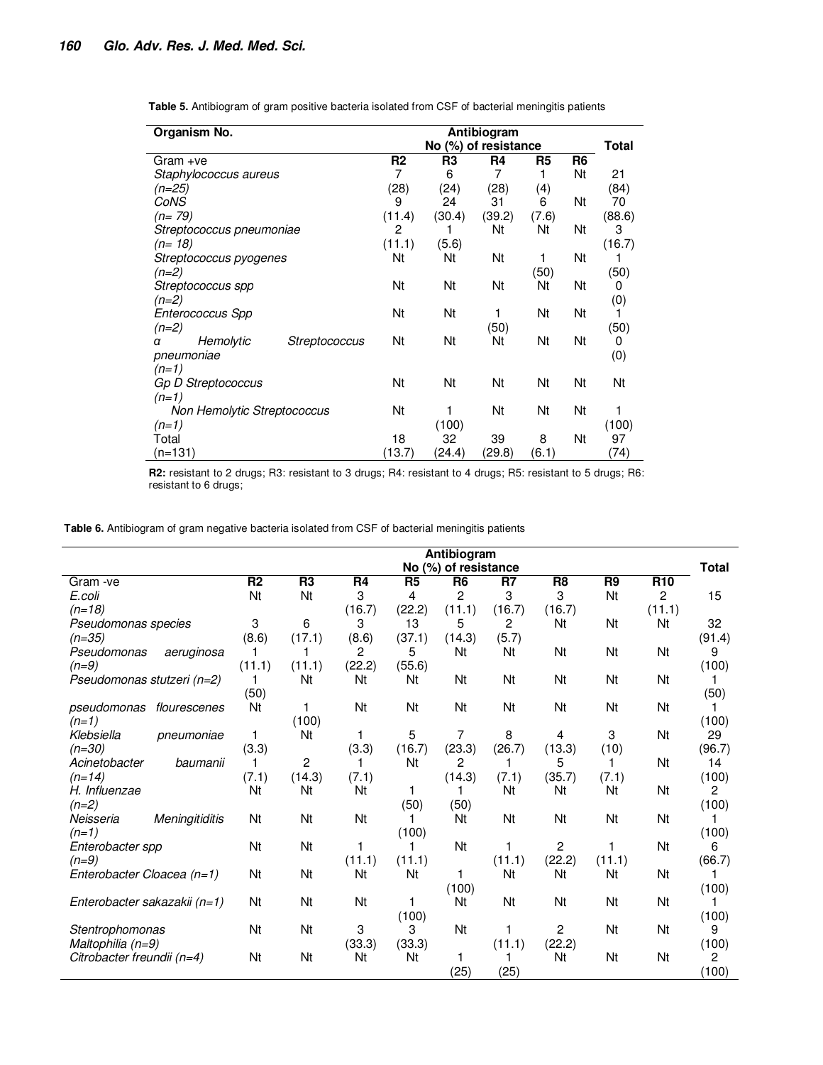**Table 5.** Antibiogram of gram positive bacteria isolated from CSF of bacterial meningitis patients

| Organism No. | Antibiogram No (%) of resistance | | | | | Total |
|---|---|---|---|---|---|---|
| Gram +ve | R2 | R3 | R4 | R5 | R6 | |
| *Staphylococcus aureus* *(n=25)* | 7 (28) | 6 (24) | 7 (28) | 1 (4) | Nt | 21 (84) |
| *CoNS* *(n= 79)* | 9 (11.4) | 24 (30.4) | 31 (39.2) | 6 (7.6) | Nt | 70 (88.6) |
| *Streptococcus pneumoniae* *(n= 18)* | 2 (11.1) | 1 (5.6) | Nt | Nt | Nt | 3 (16.7) |
| *Streptococcus pyogenes* *(n=2)* | Nt | Nt | Nt | 1 (50) | Nt | 1 (50) |
| *Streptococcus spp* *(n=2)* | Nt | Nt | Nt | Nt | Nt | 0 (0) |
| *Enterococcus Spp* *(n=2)* | Nt | Nt | 1 (50) | Nt | Nt | 1 (50) |
| *α Hemolytic Streptococcus pneumoniae* *(n=1)* | Nt | Nt | Nt | Nt | Nt | 0 (0) |
| *Gp D Streptococcus* *(n=1)* | Nt | Nt | Nt | Nt | Nt | Nt |
| *Non Hemolytic Streptococcus* *(n=1)* | Nt | 1 (100) | Nt | Nt | Nt | 1 (100) |
| Total (n=131) | 18 (13.7) | 32 (24.4) | 39 (29.8) | 8 (6.1) | Nt | 97 (74) |

**R2:** resistant to 2 drugs; R3: resistant to 3 drugs; R4: resistant to 4 drugs; R5: resistant to 5 drugs; R6: resistant to 6 drugs;

**Table 6.** Antibiogram of gram negative bacteria isolated from CSF of bacterial meningitis patients

| | Antibiogram No (%) of resistance | | | | | | | | | Total |
|---|---|---|---|---|---|---|---|---|---|---|
| Gram -ve | R2 | R3 | R4 | R5 | R6 | R7 | R8 | R9 | R10 | |
| *E.coli* *(n=18)* | Nt | Nt | 3 (16.7) | 4 (22.2) | 2 (11.1) | 3 (16.7) | 3 (16.7) | Nt | 2 (11.1) | 15 |
| *Pseudomonas species* *(n=35)* | 3 (8.6) | 6 (17.1) | 3 (8.6) | 13 (37.1) | 5 (14.3) | 2 (5.7) | Nt | Nt | Nt | 32 (91.4) |
| *Pseudomonas aeruginosa* *(n=9)* | 1 (11.1) | 1 (11.1) | 2 (22.2) | 5 (55.6) | Nt | Nt | Nt | Nt | Nt | 9 (100) |
| *Pseudomonas stutzeri (n=2)* | 1 (50) | Nt | Nt | Nt | Nt | Nt | Nt | Nt | Nt | 1 (50) |
| *pseudomonas flourescenes* *(n=1)* | Nt | 1 (100) | Nt | Nt | Nt | Nt | Nt | Nt | Nt | 1 (100) |
| *Klebsiella pneumoniae* *(n=30)* | 1 (3.3) | Nt | 1 (3.3) | 5 (16.7) | 7 (23.3) | 8 (26.7) | 4 (13.3) | 3 (10) | Nt | 29 (96.7) |
| *Acinetobacter baumanii* *(n=14)* | 1 (7.1) | 2 (14.3) | 1 (7.1) | Nt | 2 (14.3) | 1 (7.1) | 5 (35.7) | 1 (7.1) | Nt | 14 (100) |
| *H. Influenzae* *(n=2)* | Nt | Nt | Nt | 1 (50) | 1 (50) | Nt | Nt | Nt | Nt | 2 (100) |
| *Neisseria Meningitiditis* *(n=1)* | Nt | Nt | Nt | 1 (100) | Nt | Nt | Nt | Nt | Nt | 1 (100) |
| *Enterobacter spp* *(n=9)* | Nt | Nt | 1 (11.1) | 1 (11.1) | Nt | 1 (11.1) | 2 (22.2) | 1 (11.1) | Nt | 6 (66.7) |
| *Enterobacter Cloacea (n=1)* | Nt | Nt | Nt | Nt | 1 (100) | Nt | Nt | Nt | Nt | 1 (100) |
| *Enterobacter sakazakii (n=1)* | Nt | Nt | Nt | 1 (100) | Nt | Nt | Nt | Nt | Nt | 1 (100) |
| *Stentrophomonas Maltophilia (n=9)* | Nt | Nt | 3 (33.3) | 3 (33.3) | Nt | 1 (11.1) | 2 (22.2) | Nt | Nt | 9 (100) |
| *Citrobacter freundii (n=4)* | Nt | Nt | Nt | Nt | 1 (25) | 1 (25) | Nt | Nt | Nt | 2 (100) |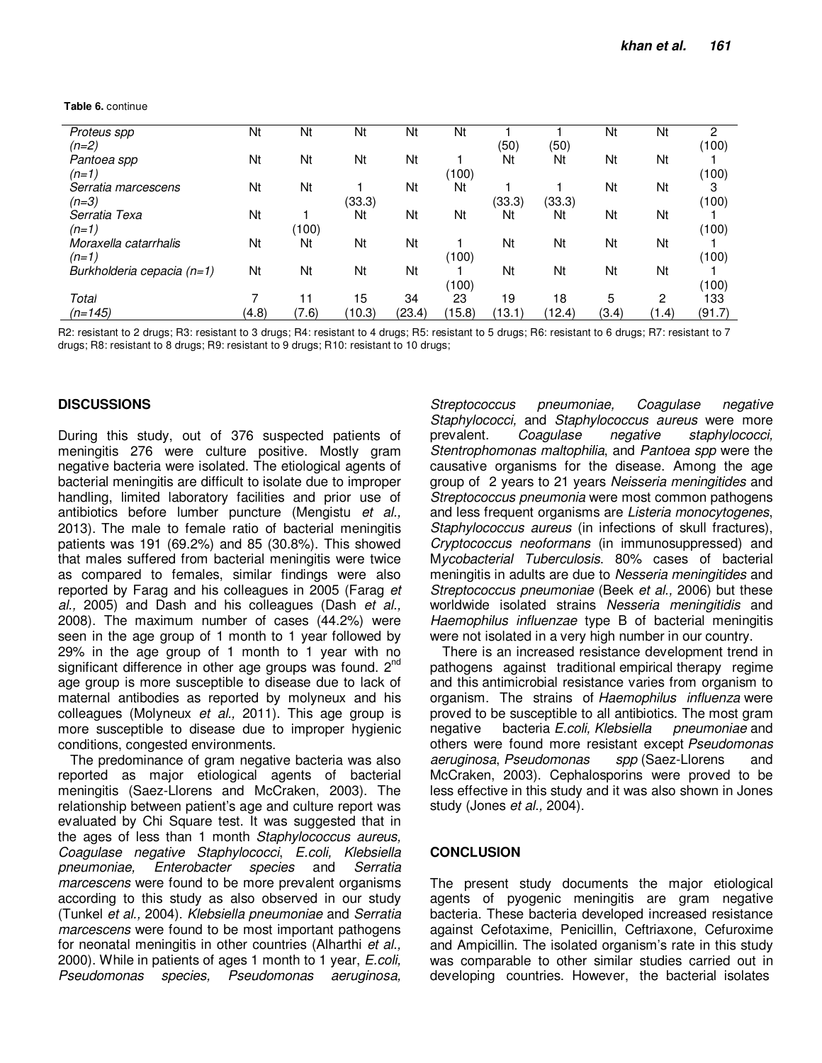**Table 6.** continue

| | | | | | | | | | | |
|---|---|---|---|---|---|---|---|---|---|---|
| *Proteus spp* (*n=2*) | Nt | Nt | Nt | Nt | Nt | 1 (50) | 1 (50) | Nt | Nt | 2 (100) |
| *Pantoea spp* (*n=1*) | Nt | Nt | Nt | Nt | 1 (100) | Nt | Nt | Nt | Nt | 1 (100) |
| *Serratia marcescens* (*n=3*) | Nt | Nt | 1 (33.3) | Nt | Nt | 1 (33.3) | 1 (33.3) | Nt | Nt | 3 (100) |
| *Serratia Texa* (*n=1*) | Nt | 1 (100) | Nt | Nt | Nt | Nt | Nt | Nt | Nt | 1 (100) |
| *Moraxella catarrhalis* (*n=1*) | Nt | Nt | Nt | Nt | 1 (100) | Nt | Nt | Nt | Nt | 1 (100) |
| *Burkholderia cepacia (n=1)* | Nt | Nt | Nt | Nt | 1 (100) | Nt | Nt | Nt | Nt | 1 (100) |
| *Total* (*n=145*) | 7 (4.8) | 11 (7.6) | 15 (10.3) | 34 (23.4) | 23 (15.8) | 19 (13.1) | 18 (12.4) | 5 (3.4) | 2 (1.4) | 133 (91.7) |

R2: resistant to 2 drugs; R3: resistant to 3 drugs; R4: resistant to 4 drugs; R5: resistant to 5 drugs; R6: resistant to 6 drugs; R7: resistant to 7 drugs; R8: resistant to 8 drugs; R9: resistant to 9 drugs; R10: resistant to 10 drugs;

## DISCUSSIONS

During this study, out of 376 suspected patients of meningitis 276 were culture positive. Mostly gram negative bacteria were isolated. The etiological agents of bacterial meningitis are difficult to isolate due to improper handling, limited laboratory facilities and prior use of antibiotics before lumber puncture (Mengistu *et al.,* 2013). The male to female ratio of bacterial meningitis patients was 191 (69.2%) and 85 (30.8%). This showed that males suffered from bacterial meningitis were twice as compared to females, similar findings were also reported by Farag and his colleagues in 2005 (Farag *et al.,* 2005) and Dash and his colleagues (Dash *et al.,* 2008). The maximum number of cases (44.2%) were seen in the age group of 1 month to 1 year followed by 29% in the age group of 1 month to 1 year with no significant difference in other age groups was found. 2nd age group is more susceptible to disease due to lack of maternal antibodies as reported by molyneux and his colleagues (Molyneux *et al.,* 2011). This age group is more susceptible to disease due to improper hygienic conditions, congested environments.

The predominance of gram negative bacteria was also reported as major etiological agents of bacterial meningitis (Saez-Llorens and McCraken, 2003). The relationship between patient's age and culture report was evaluated by Chi Square test. It was suggested that in the ages of less than 1 month *Staphylococcus aureus, Coagulase negative Staphylococci*, *E.coli, Klebsiella pneumoniae, Enterobacter species* and *Serratia marcescens* were found to be more prevalent organisms according to this study as also observed in our study (Tunkel *et al.,* 2004). *Klebsiella pneumoniae* and *Serratia marcescens* were found to be most important pathogens for neonatal meningitis in other countries (Alharthi *et al.,* 2000). While in patients of ages 1 month to 1 year, *E.coli, Pseudomonas species, Pseudomonas aeruginosa, Streptococcus pneumoniae, Coagulase negative Staphylococci,* and *Staphylococcus aureus* were more prevalent. *Coagulase negative staphylococci, Stentrophomonas maltophilia*, and *Pantoea spp* were the causative organisms for the disease. Among the age group of 2 years to 21 years *Neisseria meningitides* and *Streptococcus pneumonia* were most common pathogens and less frequent organisms are *Listeria monocytogenes*, *Staphylococcus aureus* (in infections of skull fractures), *Cryptococcus neoformans* (in immunosuppressed) and M*ycobacterial Tuberculosis.* 80% cases of bacterial meningitis in adults are due to *Nesseria meningitides* and *Streptococcus pneumoniae* (Beek *et al.,* 2006) but these worldwide isolated strains *Nesseria meningitidis* and *Haemophilus influenzae* type B of bacterial meningitis were not isolated in a very high number in our country.

There is an increased resistance development trend in pathogens against traditional empirical therapy regime and this antimicrobial resistance varies from organism to organism. The strains of *Haemophilus influenza* were proved to be susceptible to all antibiotics. The most gram negative bacteria *E.coli, Klebsiella pneumoniae* and others were found more resistant except *Pseudomonas aeruginosa*, *Pseudomonas spp* (Saez-Llorens and McCraken, 2003). Cephalosporins were proved to be less effective in this study and it was also shown in Jones study (Jones *et al.,* 2004).

## CONCLUSION

The present study documents the major etiological agents of pyogenic meningitis are gram negative bacteria. These bacteria developed increased resistance against Cefotaxime, Penicillin, Ceftriaxone, Cefuroxime and Ampicillin. The isolated organism's rate in this study was comparable to other similar studies carried out in developing countries. However, the bacterial isolates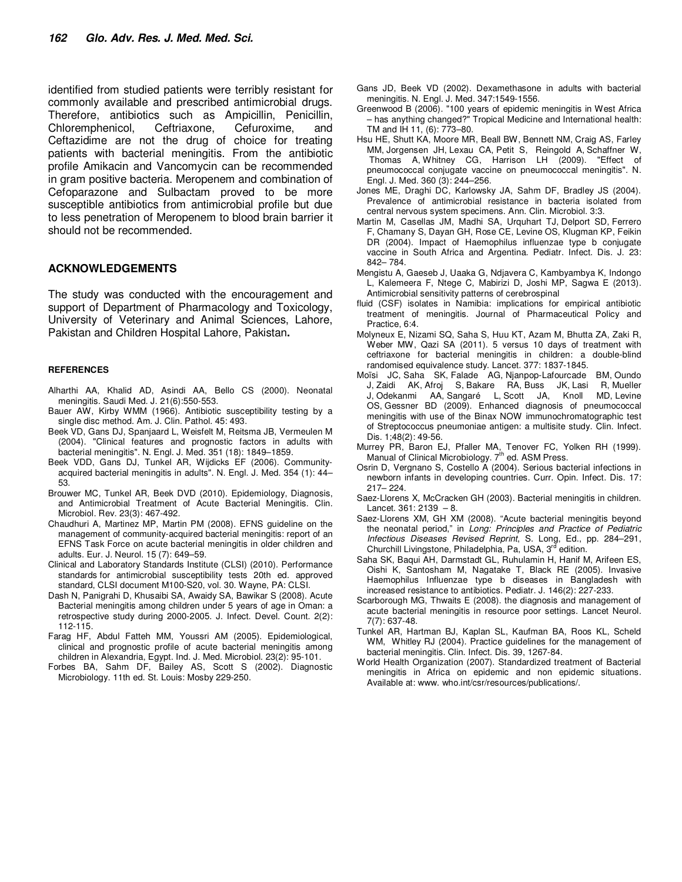identified from studied patients were terribly resistant for commonly available and prescribed antimicrobial drugs. Therefore, antibiotics such as Ampicillin, Penicillin, Cloremphenicol, Ceftriaxone, Cefuroxime, and Ceftazidime are not the drug of choice for treating patients with bacterial meningitis. From the antibiotic profile Amikacin and Vancomycin can be recommended in gram positive bacteria. Meropenem and combination of Cefoparazone and Sulbactam proved to be more susceptible antibiotics from antimicrobial profile but due to less penetration of Meropenem to blood brain barrier it should not be recommended.

## ACKNOWLEDGEMENTS

The study was conducted with the encouragement and support of Department of Pharmacology and Toxicology, University of Veterinary and Animal Sciences, Lahore, Pakistan and Children Hospital Lahore, Pakistan**.**

### REFERENCES

Alharthi AA, Khalid AD, Asindi AA, Bello CS (2000). Neonatal meningitis. Saudi Med. J. 21(6):550-553.

Bauer AW, Kirby WMM (1966). Antibiotic susceptibility testing by a single disc method. Am. J. Clin. Pathol. 45: 493.

Beek VD, Gans DJ, Spanjaard L, Weisfelt M, Reitsma JB, Vermeulen M (2004). "Clinical features and prognostic factors in adults with bacterial meningitis". N. Engl. J. Med. 351 (18): 1849–1859.

Beek VDD, Gans DJ, Tunkel AR, Wijdicks EF (2006). Community-acquired bacterial meningitis in adults". N. Engl. J. Med. 354 (1): 44–53.

Brouwer MC, Tunkel AR, Beek DVD (2010). Epidemiology, Diagnosis, and Antimicrobial Treatment of Acute Bacterial Meningitis. Clin. Microbiol. Rev. 23(3): 467-492.

Chaudhuri A, Martinez MP, Martin PM (2008). EFNS guideline on the management of community-acquired bacterial meningitis: report of an EFNS Task Force on acute bacterial meningitis in older children and adults. Eur. J. Neurol. 15 (7): 649–59.

Clinical and Laboratory Standards Institute (CLSI) (2010). Performance standards for antimicrobial susceptibility tests 20th ed. approved standard, CLSI document M100-S20, vol. 30. Wayne, PA: CLSI.

Dash N, Panigrahi D, Khusaibi SA, Awaidy SA, Bawikar S (2008). Acute Bacterial meningitis among children under 5 years of age in Oman: a retrospective study during 2000-2005. J. Infect. Devel. Count. 2(2): 112-115.

Farag HF, Abdul Fatteh MM, Youssri AM (2005). Epidemiological, clinical and prognostic profile of acute bacterial meningitis among children in Alexandria, Egypt. Ind. J. Med. Microbiol. 23(2): 95-101.

Forbes BA, Sahm DF, Bailey AS, Scott S (2002). Diagnostic Microbiology. 11th ed. St. Louis: Mosby 229-250.

Gans JD, Beek VD (2002). Dexamethasone in adults with bacterial meningitis. N. Engl. J. Med. 347:1549-1556.

Greenwood B (2006). "100 years of epidemic meningitis in West Africa – has anything changed?" Tropical Medicine and International health: TM and IH 11, (6): 773–80.

Hsu HE, Shutt KA, Moore MR, Beall BW, Bennett NM, Craig AS, Farley MM, Jorgensen JH, Lexau CA, Petit S, Reingold A, Schaffner W, Thomas A, Whitney CG, Harrison LH (2009). "Effect of pneumococcal conjugate vaccine on pneumococcal meningitis". N. Engl. J. Med. 360 (3): 244–256.

Jones ME, Draghi DC, Karlowsky JA, Sahm DF, Bradley JS (2004). Prevalence of antimicrobial resistance in bacteria isolated from central nervous system specimens. Ann. Clin. Microbiol. 3:3.

Martin M, Casellas JM, Madhi SA, Urquhart TJ, Delport SD, Ferrero F, Chamany S, Dayan GH, Rose CE, Levine OS, Klugman KP, Feikin DR (2004). Impact of Haemophilus influenzae type b conjugate vaccine in South Africa and Argentina. Pediatr. Infect. Dis. J. 23: 842– 784.

Mengistu A, Gaeseb J, Uaaka G, Ndjavera C, Kambyambya K, Indongo L, Kalemeera F, Ntege C, Mabirizi D, Joshi MP, Sagwa E (2013). Antimicrobial sensitivity patterns of cerebrospinal fluid (CSF) isolates in Namibia: implications for empirical antibiotic treatment of meningitis. Journal of Pharmaceutical Policy and Practice, 6:4.

Molyneux E, Nizami SQ, Saha S, Huu KT, Azam M, Bhutta ZA, Zaki R, Weber MW, Qazi SA (2011). 5 versus 10 days of treatment with ceftriaxone for bacterial meningitis in children: a double-blind randomised equivalence study. Lancet. 377: 1837-1845.

Moïsi JC, Saha SK, Falade AG, Njanpop-Lafourcade BM, Oundo J, Zaidi AK, Afroj S, Bakare RA, Buss JK, Lasi R, Mueller J, Odekanmi AA, Sangaré L, Scott JA, Knoll MD, Levine OS, Gessner BD (2009). Enhanced diagnosis of pneumococcal meningitis with use of the Binax NOW immunochromatographic test of Streptococcus pneumoniae antigen: a multisite study. Clin. Infect. Dis. 1;48(2): 49-56.

Murrey PR, Baron EJ, Pfaller MA, Tenover FC, Yolken RH (1999). Manual of Clinical Microbiology. 7th ed. ASM Press.

Osrin D, Vergnano S, Costello A (2004). Serious bacterial infections in newborn infants in developing countries. Curr. Opin. Infect. Dis. 17: 217– 224.

Saez-Llorens X, McCracken GH (2003). Bacterial meningitis in children. Lancet. 361: 2139 – 8.

Saez-Llorens XM, GH XM (2008). "Acute bacterial meningitis beyond the neonatal period," in *Long: Principles and Practice of Pediatric Infectious Diseases Revised Reprint*, S. Long, Ed., pp. 284–291, Churchill Livingstone, Philadelphia, Pa, USA, 3rd edition.

Saha SK, Baqui AH, Darmstadt GL, Ruhulamin H, Hanif M, Arifeen ES, Oishi K, Santosham M, Nagatake T, Black RE (2005). Invasive Haemophilus Influenzae type b diseases in Bangladesh with increased resistance to antibiotics. Pediatr. J. 146(2): 227-233.

Scarborough MG, Thwaits E (2008). the diagnosis and management of acute bacterial meningitis in resource poor settings. Lancet Neurol. 7(7): 637-48.

Tunkel AR, Hartman BJ, Kaplan SL, Kaufman BA, Roos KL, Scheld WM, Whitley RJ (2004). Practice guidelines for the management of bacterial meningitis. Clin. Infect. Dis. 39, 1267-84.

World Health Organization (2007). Standardized treatment of Bacterial meningitis in Africa on epidemic and non epidemic situations. Available at: www. who.int/csr/resources/publications/.